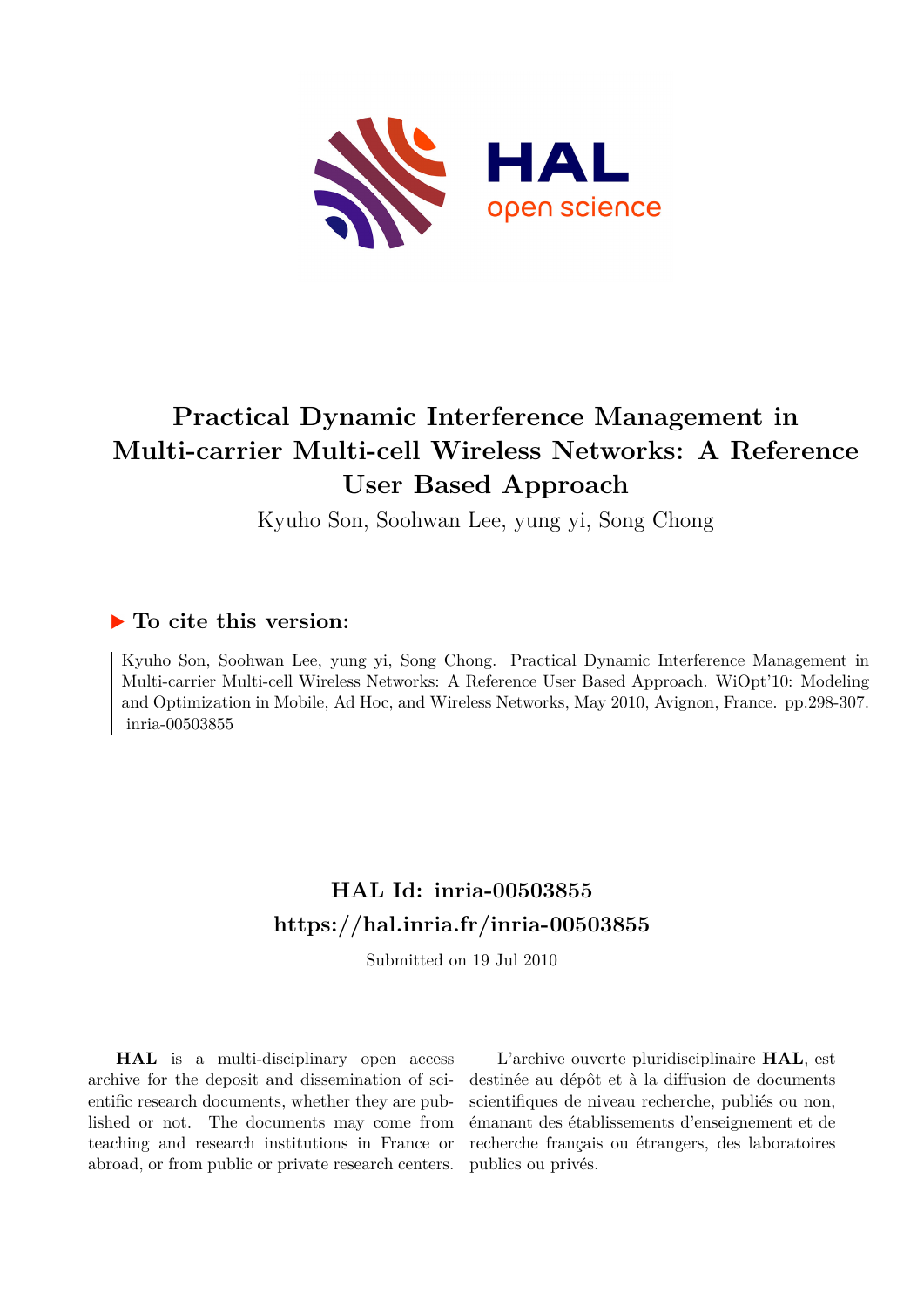# Practical Dynamic Interference Management in Multi-carrier Multi-cell Wireless Networks: A Reference User Based Approach

Kyuho Son, Soohwan Lee, yung yi, Song Chong

## ▶ To cite this version:

Kyuho Son, Soohwan Lee, yung yi, Song Chong. Practical Dynamic Interference Management in Multi-carrier Multi-cell Wireless Networks: A Reference User Based Approach. WiOpt'10: Modeling and Optimization in Mobile, Ad Hoc, and Wireless Networks, May 2010, Avignon, France. pp.298-307. inria-00503855

## HAL Id: inria-00503855

## https://hal.inria.fr/inria-00503855

Submitted on 19 Jul 2010

**HAL** is a multi-disciplinary open access archive for the deposit and dissemination of scientific research documents, whether they are published or not. The documents may come from teaching and research institutions in France or abroad, or from public or private research centers.

L'archive ouverte pluridisciplinaire **HAL**, est destinée au dépôt et à la diffusion de documents scientifiques de niveau recherche, publiés ou non, émanant des établissements d'enseignement et de recherche français ou étrangers, des laboratoires publics ou privés.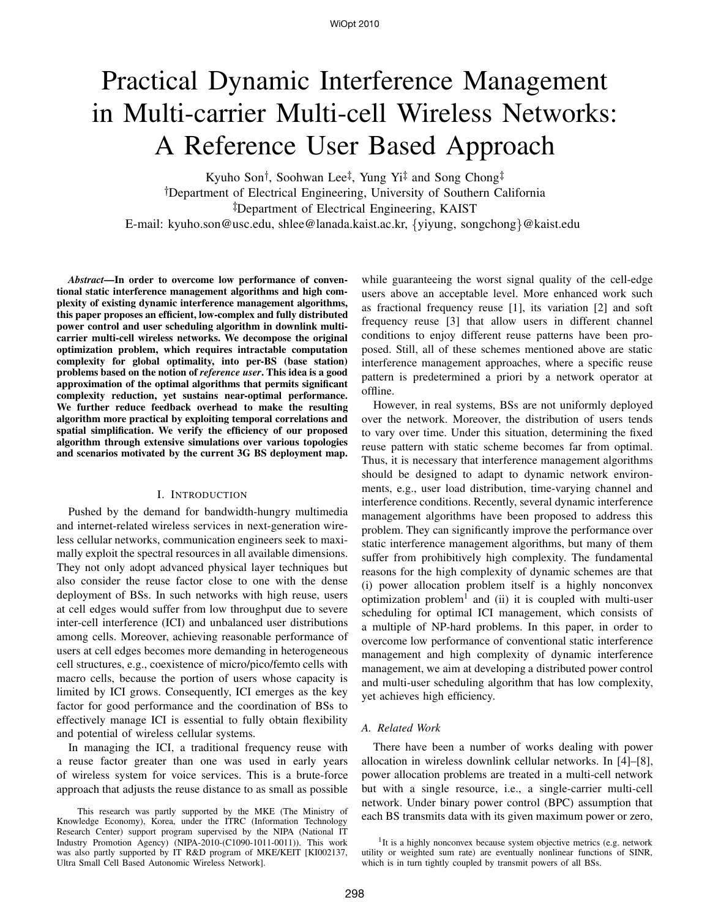# Practical Dynamic Interference Management in Multi-carrier Multi-cell Wireless Networks: A Reference User Based Approach

Kyuho Son†, Soohwan Lee‡, Yung Yi‡ and Song Chong‡

†Department of Electrical Engineering, University of Southern California

‡Department of Electrical Engineering, KAIST

E-mail: kyuho.son@usc.edu, shlee@lanada.kaist.ac.kr, {yiyung, songchong}@kaist.edu

***Abstract*—In order to overcome low performance of conventional static interference management algorithms and high complexity of existing dynamic interference management algorithms, this paper proposes an efficient, low-complex and fully distributed power control and user scheduling algorithm in downlink multi-carrier multi-cell wireless networks. We decompose the original optimization problem, which requires intractable computation complexity for global optimality, into per-BS (base station) problems based on the notion of *reference user*. This idea is a good approximation of the optimal algorithms that permits significant complexity reduction, yet sustains near-optimal performance. We further reduce feedback overhead to make the resulting algorithm more practical by exploiting temporal correlations and spatial simplification. We verify the efficiency of our proposed algorithm through extensive simulations over various topologies and scenarios motivated by the current 3G BS deployment map.**

## I. Introduction

Pushed by the demand for bandwidth-hungry multimedia and internet-related wireless services in next-generation wireless cellular networks, communication engineers seek to maximally exploit the spectral resources in all available dimensions. They not only adopt advanced physical layer techniques but also consider the reuse factor close to one with the dense deployment of BSs. In such networks with high reuse, users at cell edges would suffer from low throughput due to severe inter-cell interference (ICI) and unbalanced user distributions among cells. Moreover, achieving reasonable performance of users at cell edges becomes more demanding in heterogeneous cell structures, e.g., coexistence of micro/pico/femto cells with macro cells, because the portion of users whose capacity is limited by ICI grows. Consequently, ICI emerges as the key factor for good performance and the coordination of BSs to effectively manage ICI is essential to fully obtain flexibility and potential of wireless cellular systems.

In managing the ICI, a traditional frequency reuse with a reuse factor greater than one was used in early years of wireless system for voice services. This is a brute-force approach that adjusts the reuse distance to as small as possible while guaranteeing the worst signal quality of the cell-edge users above an acceptable level. More enhanced work such as fractional frequency reuse [1], its variation [2] and soft frequency reuse [3] that allow users in different channel conditions to enjoy different reuse patterns have been proposed. Still, all of these schemes mentioned above are static interference management approaches, where a specific reuse pattern is predetermined a priori by a network operator at offline.

However, in real systems, BSs are not uniformly deployed over the network. Moreover, the distribution of users tends to vary over time. Under this situation, determining the fixed reuse pattern with static scheme becomes far from optimal. Thus, it is necessary that interference management algorithms should be designed to adapt to dynamic network environments, e.g., user load distribution, time-varying channel and interference conditions. Recently, several dynamic interference management algorithms have been proposed to address this problem. They can significantly improve the performance over static interference management algorithms, but many of them suffer from prohibitively high complexity. The fundamental reasons for the high complexity of dynamic schemes are that (i) power allocation problem itself is a highly nonconvex optimization problem[1] and (ii) it is coupled with multi-user scheduling for optimal ICI management, which consists of a multiple of NP-hard problems. In this paper, in order to overcome low performance of conventional static interference management and high complexity of dynamic interference management, we aim at developing a distributed power control and multi-user scheduling algorithm that has low complexity, yet achieves high efficiency.

### A. Related Work

There have been a number of works dealing with power allocation in wireless downlink cellular networks. In [4]–[8], power allocation problems are treated in a multi-cell network but with a single resource, i.e., a single-carrier multi-cell network. Under binary power control (BPC) assumption that each BS transmits data with its given maximum power or zero,

This research was partly supported by the MKE (The Ministry of Knowledge Economy), Korea, under the ITRC (Information Technology Research Center) support program supervised by the NIPA (National IT Industry Promotion Agency) (NIPA-2010-(C1090-1011-0011)). This work was also partly supported by IT R&D program of MKE/KEIT [KI002137, Ultra Small Cell Based Autonomic Wireless Network].

[1] It is a highly nonconvex because system objective metrics (e.g. network utility or weighted sum rate) are eventually nonlinear functions of SINR, which is in turn tightly coupled by transmit powers of all BSs.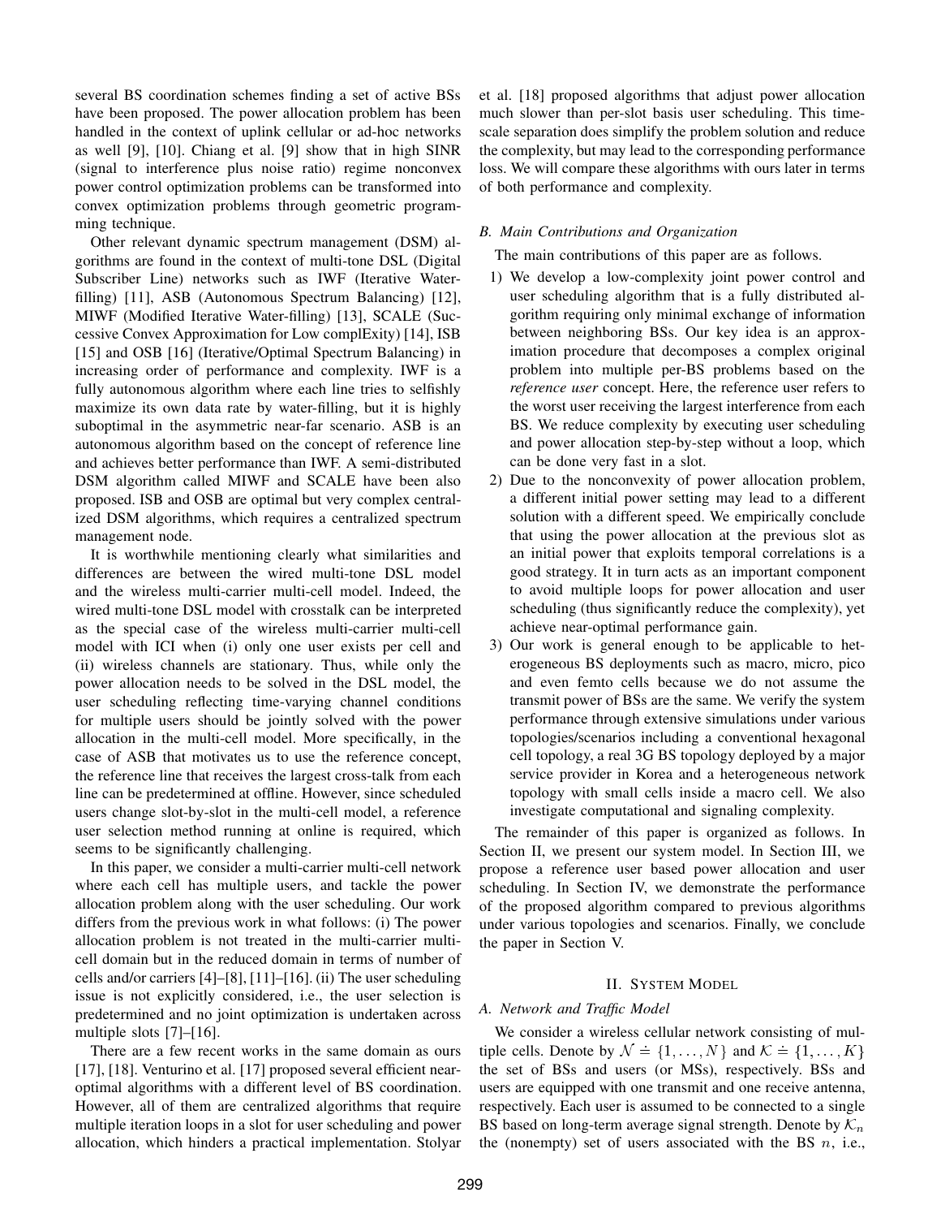several BS coordination schemes finding a set of active BSs have been proposed. The power allocation problem has been handled in the context of uplink cellular or ad-hoc networks as well [9], [10]. Chiang et al. [9] show that in high SINR (signal to interference plus noise ratio) regime nonconvex power control optimization problems can be transformed into convex optimization problems through geometric programming technique.

Other relevant dynamic spectrum management (DSM) algorithms are found in the context of multi-tone DSL (Digital Subscriber Line) networks such as IWF (Iterative Water-filling) [11], ASB (Autonomous Spectrum Balancing) [12], MIWF (Modified Iterative Water-filling) [13], SCALE (Successive Convex Approximation for Low complExity) [14], ISB [15] and OSB [16] (Iterative/Optimal Spectrum Balancing) in increasing order of performance and complexity. IWF is a fully autonomous algorithm where each line tries to selfishly maximize its own data rate by water-filling, but it is highly suboptimal in the asymmetric near-far scenario. ASB is an autonomous algorithm based on the concept of reference line and achieves better performance than IWF. A semi-distributed DSM algorithm called MIWF and SCALE have been also proposed. ISB and OSB are optimal but very complex centralized DSM algorithms, which requires a centralized spectrum management node.

It is worthwhile mentioning clearly what similarities and differences are between the wired multi-tone DSL model and the wireless multi-carrier multi-cell model. Indeed, the wired multi-tone DSL model with crosstalk can be interpreted as the special case of the wireless multi-carrier multi-cell model with ICI when (i) only one user exists per cell and (ii) wireless channels are stationary. Thus, while only the power allocation needs to be solved in the DSL model, the user scheduling reflecting time-varying channel conditions for multiple users should be jointly solved with the power allocation in the multi-cell model. More specifically, in the case of ASB that motivates us to use the reference concept, the reference line that receives the largest cross-talk from each line can be predetermined at offline. However, since scheduled users change slot-by-slot in the multi-cell model, a reference user selection method running at online is required, which seems to be significantly challenging.

In this paper, we consider a multi-carrier multi-cell network where each cell has multiple users, and tackle the power allocation problem along with the user scheduling. Our work differs from the previous work in what follows: (i) The power allocation problem is not treated in the multi-carrier multi-cell domain but in the reduced domain in terms of number of cells and/or carriers [4]–[8], [11]–[16]. (ii) The user scheduling issue is not explicitly considered, i.e., the user selection is predetermined and no joint optimization is undertaken across multiple slots [7]–[16].

There are a few recent works in the same domain as ours [17], [18]. Venturino et al. [17] proposed several efficient near-optimal algorithms with a different level of BS coordination. However, all of them are centralized algorithms that require multiple iteration loops in a slot for user scheduling and power allocation, which hinders a practical implementation. Stolyar et al. [18] proposed algorithms that adjust power allocation much slower than per-slot basis user scheduling. This time-scale separation does simplify the problem solution and reduce the complexity, but may lead to the corresponding performance loss. We will compare these algorithms with ours later in terms of both performance and complexity.

### *B. Main Contributions and Organization*

The main contributions of this paper are as follows.

1) We develop a low-complexity joint power control and user scheduling algorithm that is a fully distributed algorithm requiring only minimal exchange of information between neighboring BSs. Our key idea is an approximation procedure that decomposes a complex original problem into multiple per-BS problems based on the *reference user* concept. Here, the reference user refers to the worst user receiving the largest interference from each BS. We reduce complexity by executing user scheduling and power allocation step-by-step without a loop, which can be done very fast in a slot.
2) Due to the nonconvexity of power allocation problem, a different initial power setting may lead to a different solution with a different speed. We empirically conclude that using the power allocation at the previous slot as an initial power that exploits temporal correlations is a good strategy. It in turn acts as an important component to avoid multiple loops for power allocation and user scheduling (thus significantly reduce the complexity), yet achieve near-optimal performance gain.
3) Our work is general enough to be applicable to heterogeneous BS deployments such as macro, micro, pico and even femto cells because we do not assume the transmit power of BSs are the same. We verify the system performance through extensive simulations under various topologies/scenarios including a conventional hexagonal cell topology, a real 3G BS topology deployed by a major service provider in Korea and a heterogeneous network topology with small cells inside a macro cell. We also investigate computational and signaling complexity.

The remainder of this paper is organized as follows. In Section II, we present our system model. In Section III, we propose a reference user based power allocation and user scheduling. In Section IV, we demonstrate the performance of the proposed algorithm compared to previous algorithms under various topologies and scenarios. Finally, we conclude the paper in Section V.

## II. System Model

### *A. Network and Traffic Model*

We consider a wireless cellular network consisting of multiple cells. Denote by $\mathcal{N} \doteq \{1, \ldots, N\}$ and $\mathcal{K} \doteq \{1, \ldots, K\}$ the set of BSs and users (or MSs), respectively. BSs and users are equipped with one transmit and one receive antenna, respectively. Each user is assumed to be connected to a single BS based on long-term average signal strength. Denote by $\mathcal{K}_n$ the (nonempty) set of users associated with the BS $n$, i.e.,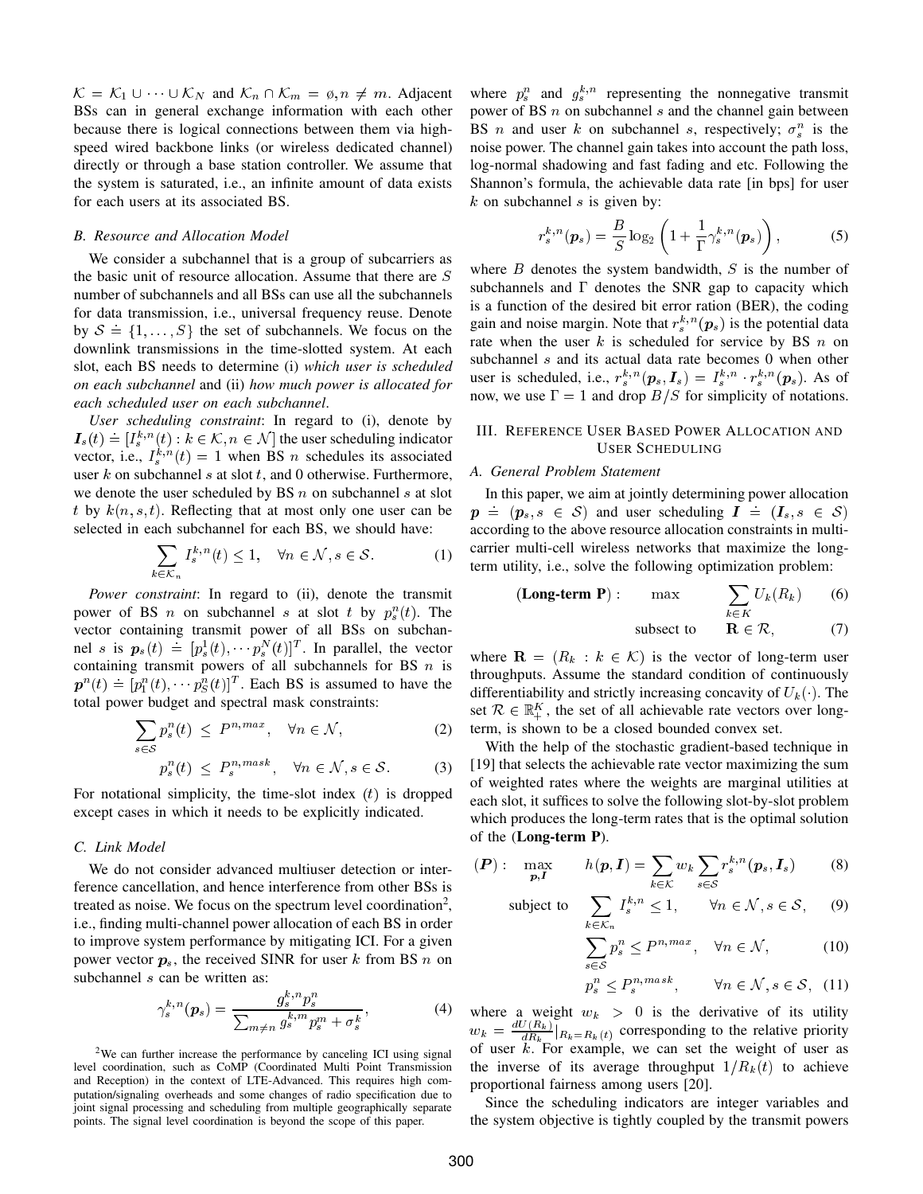$\mathcal{K} = \mathcal{K}_1 \cup \cdots \cup \mathcal{K}_N$ and $\mathcal{K}_n \cap \mathcal{K}_m = \emptyset, n \neq m$. Adjacent BSs can in general exchange information with each other because there is logical connections between them via high-speed wired backbone links (or wireless dedicated channel) directly or through a base station controller. We assume that the system is saturated, i.e., an infinite amount of data exists for each users at its associated BS.

### B. Resource and Allocation Model

We consider a subchannel that is a group of subcarriers as the basic unit of resource allocation. Assume that there are $S$ number of subchannels and all BSs can use all the subchannels for data transmission, i.e., universal frequency reuse. Denote by $\mathcal{S} \doteq \{1, \ldots, S\}$ the set of subchannels. We focus on the downlink transmissions in the time-slotted system. At each slot, each BS needs to determine (i) *which user is scheduled on each subchannel* and (ii) *how much power is allocated for each scheduled user on each subchannel*.

*User scheduling constraint*: In regard to (i), denote by $\boldsymbol{I}_s(t) \doteq [I_s^{k,n}(t) : k \in \mathcal{K}, n \in \mathcal{N}]$ the user scheduling indicator vector, i.e., $I_s^{k,n}(t) = 1$ when BS $n$ schedules its associated user $k$ on subchannel $s$ at slot $t$, and 0 otherwise. Furthermore, we denote the user scheduled by BS $n$ on subchannel $s$ at slot $t$ by $k(n, s, t)$. Reflecting that at most only one user can be selected in each subchannel for each BS, we should have:

$$\sum_{k \in \mathcal{K}_n} I_s^{k,n}(t) \leq 1, \quad \forall n \in \mathcal{N}, s \in \mathcal{S}. \tag{1}$$

*Power constraint*: In regard to (ii), denote the transmit power of BS $n$ on subchannel $s$ at slot $t$ by $p_s^n(t)$. The vector containing transmit power of all BSs on subchannel $s$ is $\boldsymbol{p}_s(t) \doteq [p_s^1(t), \cdots p_s^N(t)]^T$. In parallel, the vector containing transmit powers of all subchannels for BS $n$ is $\boldsymbol{p}^n(t) \doteq [p_1^n(t), \cdots p_S^n(t)]^T$. Each BS is assumed to have the total power budget and spectral mask constraints:

$$\sum_{s \in \mathcal{S}} p_s^n(t) \ \leq \ P^{n,max}, \quad \forall n \in \mathcal{N}, \tag{2}$$

$$p_s^n(t) \ \leq \ P_s^{n,mask}, \quad \forall n \in \mathcal{N}, s \in \mathcal{S}. \tag{3}$$

For notational simplicity, the time-slot index $(t)$ is dropped except cases in which it needs to be explicitly indicated.

### C. Link Model

We do not consider advanced multiuser detection or interference cancellation, and hence interference from other BSs is treated as noise. We focus on the spectrum level coordination[2], i.e., finding multi-channel power allocation of each BS in order to improve system performance by mitigating ICI. For a given power vector $\boldsymbol{p}_s$, the received SINR for user $k$ from BS $n$ on subchannel $s$ can be written as:

$$\gamma_s^{k,n}(\boldsymbol{p}_s) = \frac{g_s^{k,n} p_s^n}{\sum_{m \neq n} g_s^{k,m} p_s^m + \sigma_s^k}, \tag{4}$$

where $p_s^n$ and $g_s^{k,n}$ representing the nonnegative transmit power of BS $n$ on subchannel $s$ and the channel gain between BS $n$ and user $k$ on subchannel $s$, respectively; $\sigma_s^n$ is the noise power. The channel gain takes into account the path loss, log-normal shadowing and fast fading and etc. Following the Shannon's formula, the achievable data rate [in bps] for user $k$ on subchannel $s$ is given by:

$$r_s^{k,n}(\boldsymbol{p}_s) = \frac{B}{S} \log_2 \left( 1 + \frac{1}{\Gamma} \gamma_s^{k,n}(\boldsymbol{p}_s) \right), \tag{5}$$

where $B$ denotes the system bandwidth, $S$ is the number of subchannels and $\Gamma$ denotes the SNR gap to capacity which is a function of the desired bit error ration (BER), the coding gain and noise margin. Note that $r_s^{k,n}(\boldsymbol{p}_s)$ is the potential data rate when the user $k$ is scheduled for service by BS $n$ on subchannel $s$ and its actual data rate becomes 0 when other user is scheduled, i.e., $r_s^{k,n}(\boldsymbol{p}_s, \boldsymbol{I}_s) = I_s^{k,n} \cdot r_s^{k,n}(\boldsymbol{p}_s)$. As of now, we use $\Gamma = 1$ and drop $B/S$ for simplicity of notations.

## III. Reference User Based Power Allocation and User Scheduling

### A. General Problem Statement

In this paper, we aim at jointly determining power allocation $\boldsymbol{p} \doteq (\boldsymbol{p}_s, s \in \mathcal{S})$ and user scheduling $\boldsymbol{I} \doteq (\boldsymbol{I}_s, s \in \mathcal{S})$ according to the above resource allocation constraints in multi-carrier multi-cell wireless networks that maximize the long-term utility, i.e., solve the following optimization problem:

$$(\textbf{Long-term P}): \quad \max \quad \sum_{k \in K} U_k(R_k) \tag{6}$$

$$\text{subsect to} \quad \mathbf{R} \in \mathcal{R}, \tag{7}$$

where $\mathbf{R} = (R_k : k \in \mathcal{K})$ is the vector of long-term user throughputs. Assume the standard condition of continuously differentiability and strictly increasing concavity of $U_k(\cdot)$. The set $\mathcal{R} \in \mathbb{R}_+^K$, the set of all achievable rate vectors over long-term, is shown to be a closed bounded convex set.

With the help of the stochastic gradient-based technique in [19] that selects the achievable rate vector maximizing the sum of weighted rates where the weights are marginal utilities at each slot, it suffices to solve the following slot-by-slot problem which produces the long-term rates that is the optimal solution of the (**Long-term P**).

$$(\boldsymbol{P}): \quad \max_{\boldsymbol{p}, \boldsymbol{I}} \quad h(\boldsymbol{p}, \boldsymbol{I}) = \sum_{k \in \mathcal{K}} w_k \sum_{s \in \mathcal{S}} r_s^{k,n}(\boldsymbol{p}_s, \boldsymbol{I}_s) \tag{8}$$

$$\text{subject to} \quad \sum_{k \in \mathcal{K}_n} I_s^{k,n} \leq 1, \qquad \forall n \in \mathcal{N}, s \in \mathcal{S}, \tag{9}$$

$$\sum_{s \in \mathcal{S}} p_s^n \leq P^{n,max}, \quad \forall n \in \mathcal{N}, \tag{10}$$

$$p_s^n \leq P_s^{n,mask}, \qquad \forall n \in \mathcal{N}, s \in \mathcal{S}, \tag{11}$$

where a weight $w_k > 0$ is the derivative of its utility $w_k = \frac{dU(R_k)}{dR_k}\big|_{R_k = R_k(t)}$ corresponding to the relative priority of user $k$. For example, we can set the weight of user as the inverse of its average throughput $1/R_k(t)$ to achieve proportional fairness among users [20].

Since the scheduling indicators are integer variables and the system objective is tightly coupled by the transmit powers

[2] We can further increase the performance by canceling ICI using signal level coordination, such as CoMP (Coordinated Multi Point Transmission and Reception) in the context of LTE-Advanced. This requires high computation/signaling overheads and some changes of radio specification due to joint signal processing and scheduling from multiple geographically separate points. The signal level coordination is beyond the scope of this paper.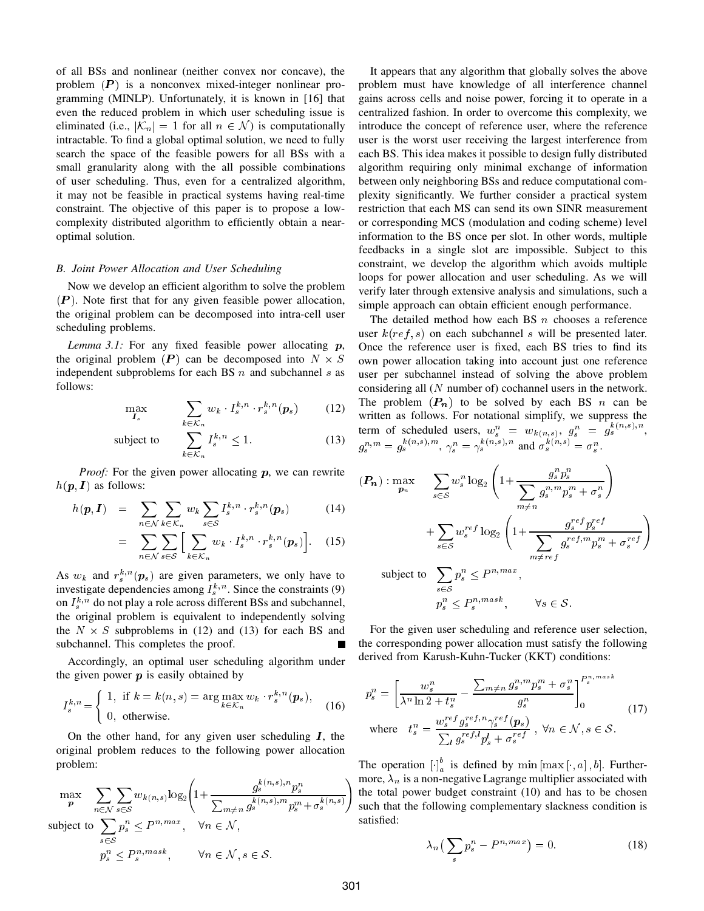of all BSs and nonlinear (neither convex nor concave), the problem $(\boldsymbol{P})$ is a nonconvex mixed-integer nonlinear programming (MINLP). Unfortunately, it is known in [16] that even the reduced problem in which user scheduling issue is eliminated (i.e., $|\mathcal{K}_n| = 1$ for all $n \in \mathcal{N}$) is computationally intractable. To find a global optimal solution, we need to fully search the space of the feasible powers for all BSs with a small granularity along with the all possible combinations of user scheduling. Thus, even for a centralized algorithm, it may not be feasible in practical systems having real-time constraint. The objective of this paper is to propose a low-complexity distributed algorithm to efficiently obtain a near-optimal solution.

### *B. Joint Power Allocation and User Scheduling*

Now we develop an efficient algorithm to solve the problem $(\boldsymbol{P})$. Note first that for any given feasible power allocation, the original problem can be decomposed into intra-cell user scheduling problems.

*Lemma 3.1:* For any fixed feasible power allocating $\boldsymbol{p}$, the original problem $(\boldsymbol{P})$ can be decomposed into $N \times S$ independent subproblems for each BS $n$ and subchannel $s$ as follows:

$$\max_{\boldsymbol{I}_s} \quad \sum_{k \in \mathcal{K}_n} w_k \cdot I_s^{k,n} \cdot r_s^{k,n}(\boldsymbol{p}_s) \tag{12}$$

$$\text{subject to} \quad \sum_{k \in \mathcal{K}_n} I_s^{k,n} \leq 1. \tag{13}$$

*Proof:* For the given power allocating $\boldsymbol{p}$, we can rewrite $h(\boldsymbol{p}, \boldsymbol{I})$ as follows:

$$h(\boldsymbol{p}, \boldsymbol{I}) = \sum_{n \in \mathcal{N}} \sum_{k \in \mathcal{K}_n} w_k \sum_{s \in \mathcal{S}} I_s^{k,n} \cdot r_s^{k,n}(\boldsymbol{p}_s) \tag{14}$$

$$= \sum_{n \in \mathcal{N}} \sum_{s \in \mathcal{S}} \Big[ \sum_{k \in \mathcal{K}_n} w_k \cdot I_s^{k,n} \cdot r_s^{k,n}(\boldsymbol{p}_s) \Big]. \tag{15}$$

As $w_k$ and $r_s^{k,n}(\boldsymbol{p}_s)$ are given parameters, we only have to investigate dependencies among $I_s^{k,n}$. Since the constraints (9) on $I_s^{k,n}$ do not play a role across different BSs and subchannel, the original problem is equivalent to independently solving the $N \times S$ subproblems in (12) and (13) for each BS and subchannel. This completes the proof. ■

Accordingly, an optimal user scheduling algorithm under the given power $\boldsymbol{p}$ is easily obtained by

$$I_s^{k,n} = \begin{cases} 1, & \text{if } k = k(n,s) = \arg\max_{k \in \mathcal{K}_n} w_k \cdot r_s^{k,n}(\boldsymbol{p}_s), \\ 0, & \text{otherwise.} \end{cases} \tag{16}$$

On the other hand, for any given user scheduling $\boldsymbol{I}$, the original problem reduces to the following power allocation problem:

$$\begin{aligned} \max_{\boldsymbol{p}} \quad & \sum_{n \in \mathcal{N}} \sum_{s \in \mathcal{S}} w_{k(n,s)} \log_2 \left( 1 + \frac{g_s^{k(n,s),n} p_s^n}{\sum_{m \neq n} g_s^{k(n,s),m} p_s^m + \sigma_s^{k(n,s)}} \right) \\ \text{subject to} \quad & \sum_{s \in \mathcal{S}} p_s^n \leq P^{n,max}, \quad \forall n \in \mathcal{N}, \\ & p_s^n \leq P_s^{n,mask}, \quad \forall n \in \mathcal{N}, s \in \mathcal{S}. \end{aligned}$$

It appears that any algorithm that globally solves the above problem must have knowledge of all interference channel gains across cells and noise power, forcing it to operate in a centralized fashion. In order to overcome this complexity, we introduce the concept of reference user, where the reference user is the worst user receiving the largest interference from each BS. This idea makes it possible to design fully distributed algorithm requiring only minimal exchange of information between only neighboring BSs and reduce computational complexity significantly. We further consider a practical system restriction that each MCS can send its own SINR measurement or corresponding MCS (modulation and coding scheme) level information to the BS once per slot. In other words, multiple feedbacks in a single slot are impossible. Subject to this constraint, we develop the algorithm which avoids multiple loops for power allocation and user scheduling. As we will verify later through extensive analysis and simulations, such a simple approach can obtain efficient enough performance.

The detailed method how each BS $n$ chooses a reference user $k(ref, s)$ on each subchannel $s$ will be presented later. Once the reference user is fixed, each BS tries to find its own power allocation taking into account just one reference user per subchannel instead of solving the above problem considering all ($N$ number of) cochannel users in the network. The problem $(\boldsymbol{P_n})$ to be solved by each BS $n$ can be written as follows. For notational simplify, we suppress the term of scheduled users, $w_s^n = w_{k(n,s)}$, $g_s^n = g_s^{k(n,s),n}$, $g_s^{n,m} = g_s^{k(n,s),m}$, $\gamma_s^n = \gamma_s^{k(n,s),n}$ and $\sigma_s^{k(n,s)} = \sigma_s^n$.

$$\begin{aligned} (\boldsymbol{P_n}) : \max_{\boldsymbol{p}_n} \quad & \sum_{s \in \mathcal{S}} w_s^n \log_2 \left( 1 + \frac{g_s^n p_s^n}{\sum_{m \neq n} g_s^{n,m} p_s^m + \sigma_s^n} \right) \\ & + \sum_{s \in \mathcal{S}} w_s^{ref} \log_2 \left( 1 + \frac{g_s^{ref} p_s^{ref}}{\sum_{m \neq ref} g_s^{ref,m} p_s^m + \sigma_s^{ref}} \right) \\ \text{subject to} \quad & \sum_{s \in \mathcal{S}} p_s^n \leq P^{n,max}, \\ & p_s^n \leq P_s^{n,mask}, \qquad \forall s \in \mathcal{S}. \end{aligned}$$

For the given user scheduling and reference user selection, the corresponding power allocation must satisfy the following derived from Karush-Kuhn-Tucker (KKT) conditions:

$$\begin{aligned} p_s^n &= \left[ \frac{w_s^n}{\lambda^n \ln 2 + t_s^n} - \frac{\sum_{m \neq n} g_s^{n,m} p_s^m + \sigma_s^n}{g_s^n} \right]_0^{P_s^{n,mask}} \\ \text{where} \quad t_s^n &= \frac{w_s^{ref} g_s^{ref,n} \gamma_s^{ref}(\boldsymbol{p}_s)}{\sum_l g_s^{ref,l} p_s^l + \sigma_s^{ref}}, \ \forall n \in \mathcal{N}, s \in \mathcal{S}. \end{aligned} \tag{17}$$

The operation $[\cdot]_a^b$ is defined by $\min[\max[\cdot, a], b]$. Furthermore, $\lambda_n$ is a non-negative Lagrange multiplier associated with the total power budget constraint (10) and has to be chosen such that the following complementary slackness condition is satisfied:

$$\lambda_n \big( \sum_s p_s^n - P^{n,max} \big) = 0. \tag{18}$$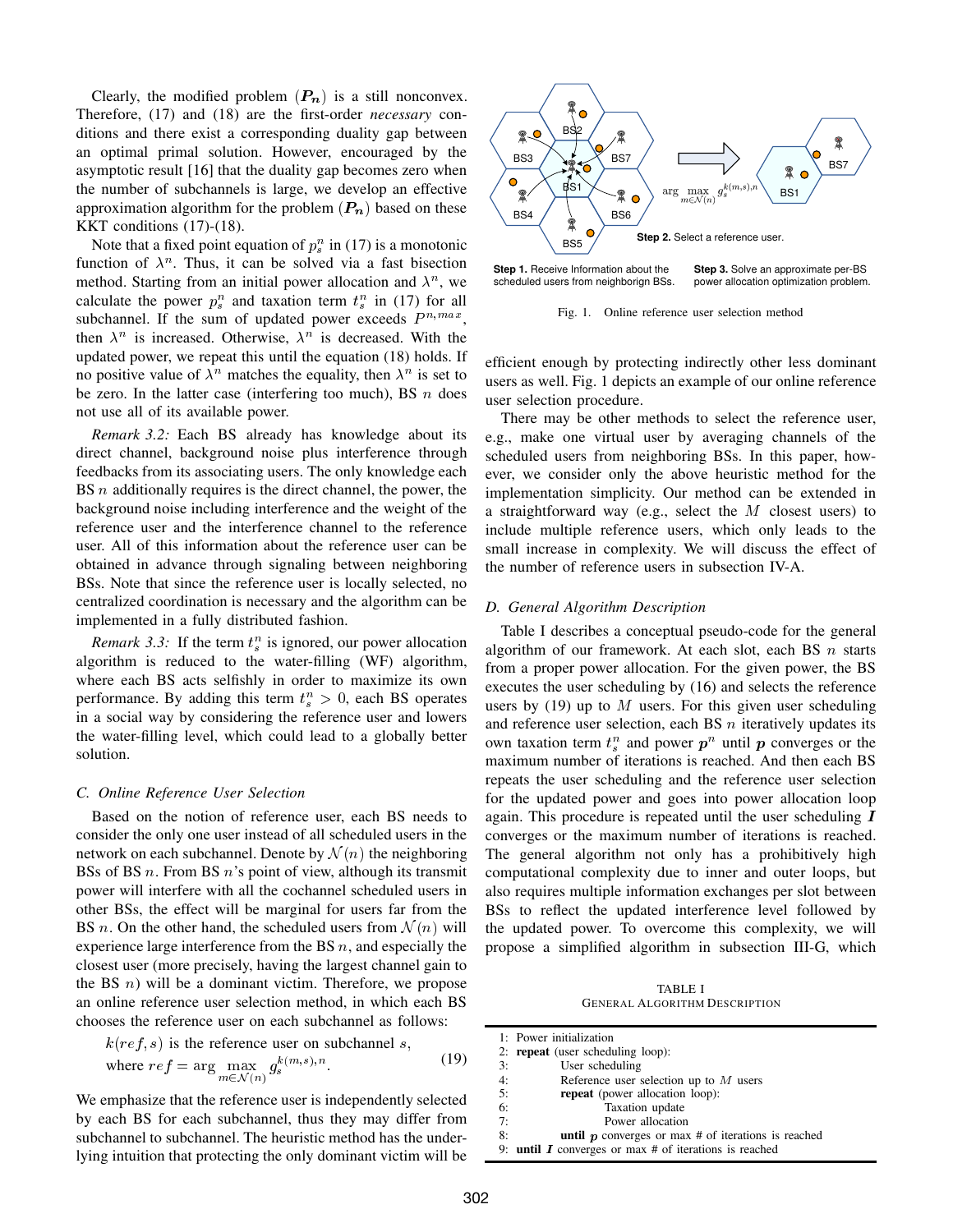Clearly, the modified problem $(\boldsymbol{P_n})$ is a still nonconvex. Therefore, (17) and (18) are the first-order *necessary* conditions and there exist a corresponding duality gap between an optimal primal solution. However, encouraged by the asymptotic result [16] that the duality gap becomes zero when the number of subchannels is large, we develop an effective approximation algorithm for the problem $(\boldsymbol{P_n})$ based on these KKT conditions (17)-(18).

Note that a fixed point equation of $p_s^n$ in (17) is a monotonic function of $\lambda^n$. Thus, it can be solved via a fast bisection method. Starting from an initial power allocation and $\lambda^n$, we calculate the power $p_s^n$ and taxation term $t_s^n$ in (17) for all subchannel. If the sum of updated power exceeds $P^{n,max}$, then $\lambda^n$ is increased. Otherwise, $\lambda^n$ is decreased. With the updated power, we repeat this until the equation (18) holds. If no positive value of $\lambda^n$ matches the equality, then $\lambda^n$ is set to be zero. In the latter case (interfering too much), BS $n$ does not use all of its available power.

*Remark 3.2:* Each BS already has knowledge about its direct channel, background noise plus interference through feedbacks from its associating users. The only knowledge each BS $n$ additionally requires is the direct channel, the power, the background noise including interference and the weight of the reference user and the interference channel to the reference user. All of this information about the reference user can be obtained in advance through signaling between neighboring BSs. Note that since the reference user is locally selected, no centralized coordination is necessary and the algorithm can be implemented in a fully distributed fashion.

*Remark 3.3:* If the term $t_s^n$ is ignored, our power allocation algorithm is reduced to the water-filling (WF) algorithm, where each BS acts selfishly in order to maximize its own performance. By adding this term $t_s^n > 0$, each BS operates in a social way by considering the reference user and lowers the water-filling level, which could lead to a globally better solution.

### C. Online Reference User Selection

Based on the notion of reference user, each BS needs to consider the only one user instead of all scheduled users in the network on each subchannel. Denote by $\mathcal{N}(n)$ the neighboring BSs of BS $n$. From BS $n$'s point of view, although its transmit power will interfere with all the cochannel scheduled users in other BSs, the effect will be marginal for users far from the BS $n$. On the other hand, the scheduled users from $\mathcal{N}(n)$ will experience large interference from the BS $n$, and especially the closest user (more precisely, having the largest channel gain to the BS $n$) will be a dominant victim. Therefore, we propose an online reference user selection method, in which each BS chooses the reference user on each subchannel as follows:

$$k(ref, s) \text{ is the reference user on subchannel } s, \quad \text{where } ref = \arg \max_{m \in \mathcal{N}(n)} g_s^{k(m,s),n}. \tag{19}$$

We emphasize that the reference user is independently selected by each BS for each subchannel, thus they may differ from subchannel to subchannel. The heuristic method has the underlying intuition that protecting the only dominant victim will be efficient enough by protecting indirectly other less dominant users as well. Fig. 1 depicts an example of our online reference user selection procedure.

Step 1. Receive Information about the scheduled users from neighborign BSs. Step 2. Select a reference user. Step 3. Solve an approximate per-BS power allocation optimization problem.

Fig. 1. Online reference user selection method

There may be other methods to select the reference user, e.g., make one virtual user by averaging channels of the scheduled users from neighboring BSs. In this paper, however, we consider only the above heuristic method for the implementation simplicity. Our method can be extended in a straightforward way (e.g., select the $M$ closest users) to include multiple reference users, which only leads to the small increase in complexity. We will discuss the effect of the number of reference users in subsection IV-A.

### D. General Algorithm Description

Table I describes a conceptual pseudo-code for the general algorithm of our framework. At each slot, each BS $n$ starts from a proper power allocation. For the given power, the BS executes the user scheduling by (16) and selects the reference users by (19) up to $M$ users. For this given user scheduling and reference user selection, each BS $n$ iteratively updates its own taxation term $t_s^n$ and power $\boldsymbol{p}^n$ until $\boldsymbol{p}$ converges or the maximum number of iterations is reached. And then each BS repeats the user scheduling and the reference user selection for the updated power and goes into power allocation loop again. This procedure is repeated until the user scheduling $\boldsymbol{I}$ converges or the maximum number of iterations is reached. The general algorithm not only has a prohibitively high computational complexity due to inner and outer loops, but also requires multiple information exchanges per slot between BSs to reflect the updated interference level followed by the updated power. To overcome this complexity, we will propose a simplified algorithm in subsection III-G, which

TABLE I
GENERAL ALGORITHM DESCRIPTION

```
1: Power initialization
2: repeat (user scheduling loop):
3:     User scheduling
4:     Reference user selection up to M users
5:     repeat (power allocation loop):
6:         Taxation update
7:         Power allocation
8:     until p converges or max # of iterations is reached
9: until I converges or max # of iterations is reached
```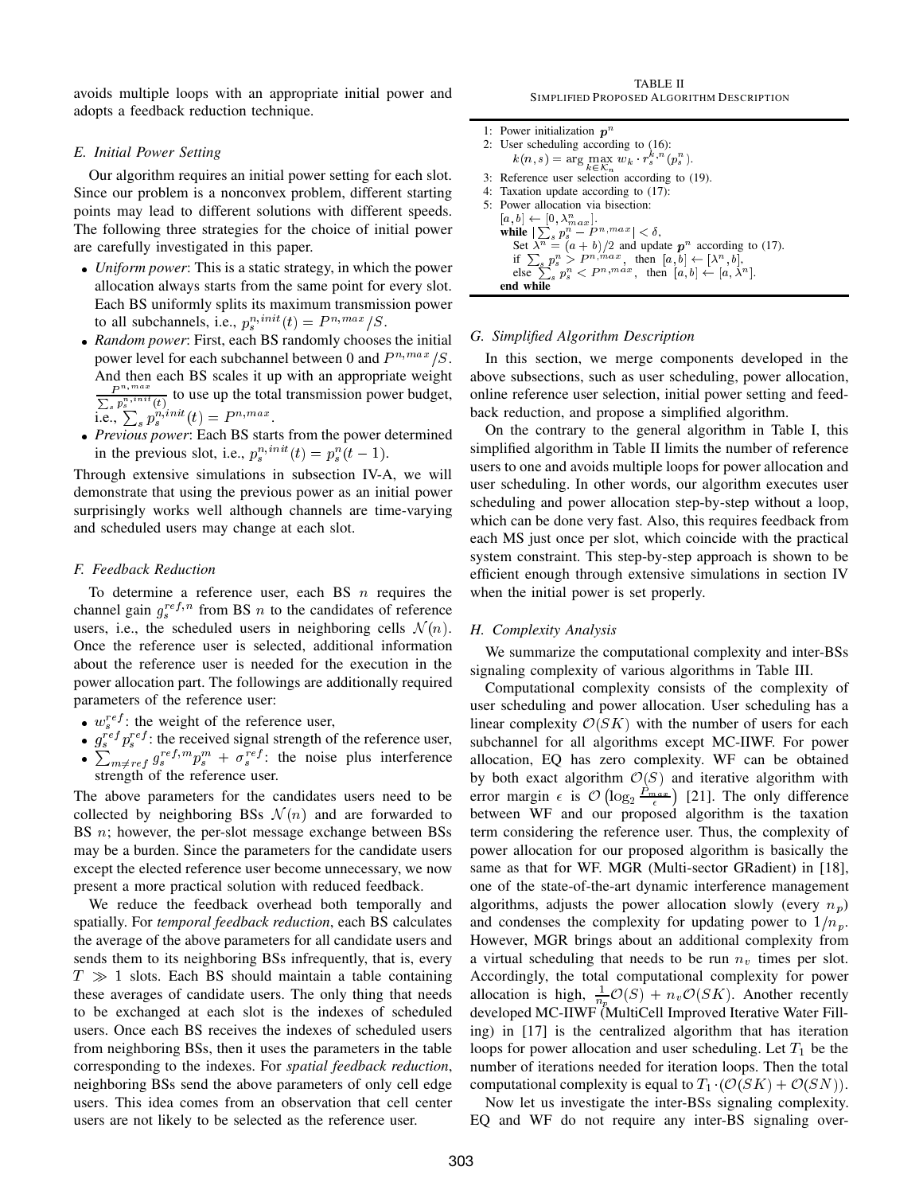avoids multiple loops with an appropriate initial power and adopts a feedback reduction technique.

### E. Initial Power Setting

Our algorithm requires an initial power setting for each slot. Since our problem is a nonconvex problem, different starting points may lead to different solutions with different speeds. The following three strategies for the choice of initial power are carefully investigated in this paper.

- *Uniform power*: This is a static strategy, in which the power allocation always starts from the same point for every slot. Each BS uniformly splits its maximum transmission power to all subchannels, i.e., $p_s^{n,init}(t) = P^{n,max}/S$.
- *Random power*: First, each BS randomly chooses the initial power level for each subchannel between 0 and $P^{n,max}/S$. And then each BS scales it up with an appropriate weight $\frac{P^{n,max}}{\sum_s p_s^{n,init}(t)}$ to use up the total transmission power budget, i.e., $\sum_s p_s^{n,init}(t) = P^{n,max}$.
- *Previous power*: Each BS starts from the power determined in the previous slot, i.e., $p_s^{n,init}(t) = p_s^n(t-1)$.

Through extensive simulations in subsection IV-A, we will demonstrate that using the previous power as an initial power surprisingly works well although channels are time-varying and scheduled users may change at each slot.

### F. Feedback Reduction

To determine a reference user, each BS $n$ requires the channel gain $g_s^{ref,n}$ from BS $n$ to the candidates of reference users, i.e., the scheduled users in neighboring cells $\mathcal{N}(n)$. Once the reference user is selected, additional information about the reference user is needed for the execution in the power allocation part. The followings are additionally required parameters of the reference user:

- $w_s^{ref}$: the weight of the reference user,
- $g_s^{ref} p_s^{ref}$: the received signal strength of the reference user,
- $\sum_{m \neq ref} g_s^{ref,m} p_s^m + \sigma_s^{ref}$: the noise plus interference strength of the reference user.

The above parameters for the candidates users need to be collected by neighboring BSs $\mathcal{N}(n)$ and are forwarded to BS $n$; however, the per-slot message exchange between BSs may be a burden. Since the parameters for the candidate users except the elected reference user become unnecessary, we now present a more practical solution with reduced feedback.

We reduce the feedback overhead both temporally and spatially. For *temporal feedback reduction*, each BS calculates the average of the above parameters for all candidate users and sends them to its neighboring BSs infrequently, that is, every $T \gg 1$ slots. Each BS should maintain a table containing these averages of candidate users. The only thing that needs to be exchanged at each slot is the indexes of scheduled users. Once each BS receives the indexes of scheduled users from neighboring BSs, then it uses the parameters in the table corresponding to the indexes. For *spatial feedback reduction*, neighboring BSs send the above parameters of only cell edge users. This idea comes from an observation that cell center users are not likely to be selected as the reference user.

TABLE II
SIMPLIFIED PROPOSED ALGORITHM DESCRIPTION

```
1: Power initialization p^n
2: User scheduling according to (16):
     k(n,s) = arg max_{k∈K_n} w_k · r_s^{k,n}(p_s^n).
3: Reference user selection according to (19).
4: Taxation update according to (17):
5: Power allocation via bisection:
   [a,b] ← [0, λ^n_max].
   while |Σ_s p_s^n − P^{n,max}| < δ,
     Set λ^n = (a+b)/2 and update p^n according to (17).
     if Σ_s p_s^n > P^{n,max}, then [a,b] ← [λ^n, b],
     else Σ_s p_s^n < P^{n,max}, then [a,b] ← [a, λ^n].
   end while
```

### G. Simplified Algorithm Description

In this section, we merge components developed in the above subsections, such as user scheduling, power allocation, online reference user selection, initial power setting and feedback reduction, and propose a simplified algorithm.

On the contrary to the general algorithm in Table I, this simplified algorithm in Table II limits the number of reference users to one and avoids multiple loops for power allocation and user scheduling. In other words, our algorithm executes user scheduling and power allocation step-by-step without a loop, which can be done very fast. Also, this requires feedback from each MS just once per slot, which coincide with the practical system constraint. This step-by-step approach is shown to be efficient enough through extensive simulations in section IV when the initial power is set properly.

### H. Complexity Analysis

We summarize the computational complexity and inter-BSs signaling complexity of various algorithms in Table III.

Computational complexity consists of the complexity of user scheduling and power allocation. User scheduling has a linear complexity $\mathcal{O}(SK)$ with the number of users for each subchannel for all algorithms except MC-IIWF. For power allocation, EQ has zero complexity. WF can be obtained by both exact algorithm $\mathcal{O}(S)$ and iterative algorithm with error margin $\epsilon$ is $\mathcal{O}\left(\log_2 \frac{P_{max}}{\epsilon}\right)$ [21]. The only difference between WF and our proposed algorithm is the taxation term considering the reference user. Thus, the complexity of power allocation for our proposed algorithm is basically the same as that for WF. MGR (Multi-sector GRadient) in [18], one of the state-of-the-art dynamic interference management algorithms, adjusts the power allocation slowly (every $n_p$) and condenses the complexity for updating power to $1/n_p$. However, MGR brings about an additional complexity from a virtual scheduling that needs to be run $n_v$ times per slot. Accordingly, the total computational complexity for power allocation is high, $\frac{1}{n_p}\mathcal{O}(S) + n_v \mathcal{O}(SK)$. Another recently developed MC-IIWF (MultiCell Improved Iterative Water Filling) in [17] is the centralized algorithm that has iteration loops for power allocation and user scheduling. Let $T_1$ be the number of iterations needed for iteration loops. Then the total computational complexity is equal to $T_1 \cdot (\mathcal{O}(SK) + \mathcal{O}(SN))$.

Now let us investigate the inter-BSs signaling complexity. EQ and WF do not require any inter-BS signaling over-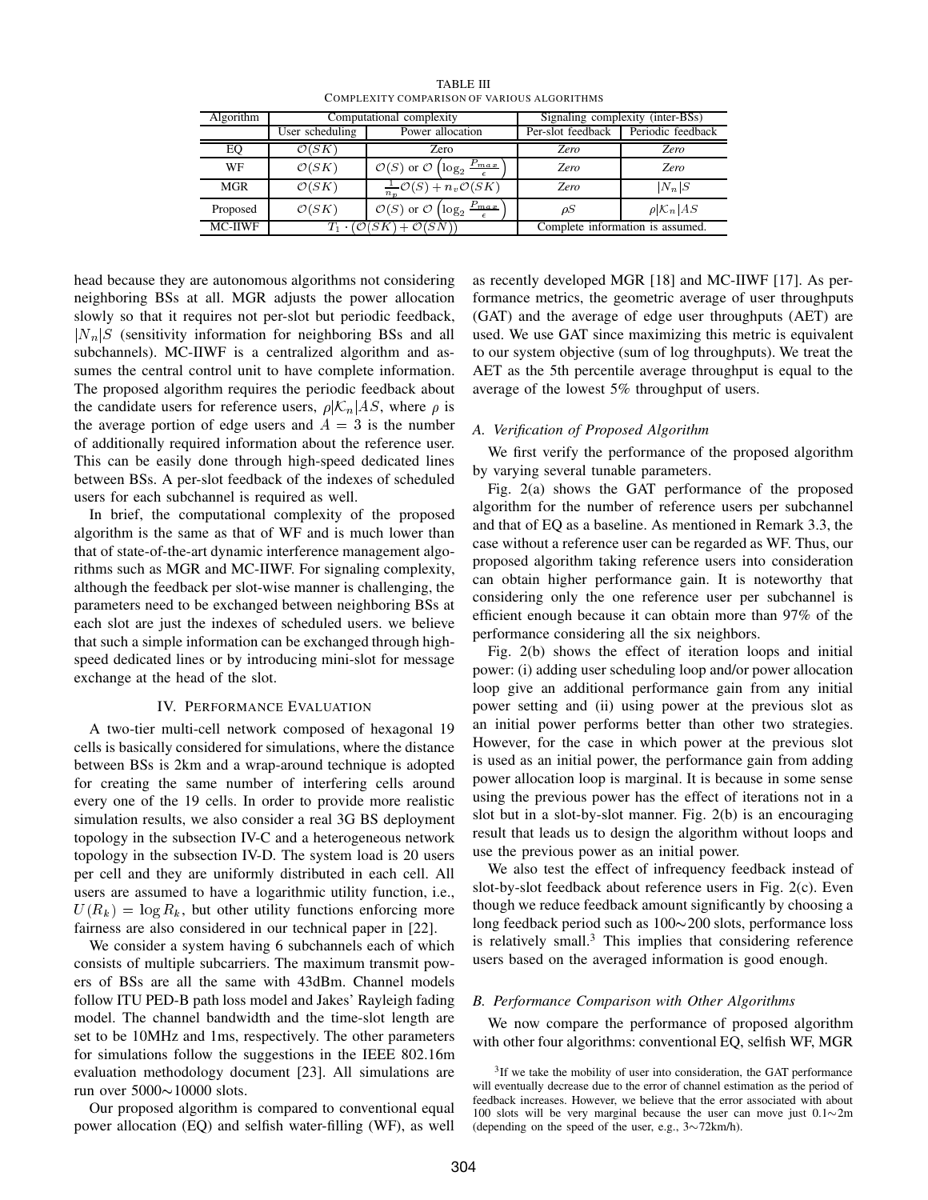TABLE III
COMPLEXITY COMPARISON OF VARIOUS ALGORITHMS

| Algorithm | Computational complexity | | Signaling complexity (inter-BSs) | |
|---|---|---|---|---|
| | User scheduling | Power allocation | Per-slot feedback | Periodic feedback |
| EQ | $\mathcal{O}(SK)$ | Zero | *Zero* | *Zero* |
| WF | $\mathcal{O}(SK)$ | $\mathcal{O}(S)$ or $\mathcal{O}\left(\log_2 \frac{P_{max}}{\epsilon}\right)$ | *Zero* | *Zero* |
| MGR | $\mathcal{O}(SK)$ | $\frac{1}{n_p}\mathcal{O}(S) + n_v\mathcal{O}(SK)$ | *Zero* | $\|N_n\|S$ |
| Proposed | $\mathcal{O}(SK)$ | $\mathcal{O}(S)$ or $\mathcal{O}\left(\log_2 \frac{P_{max}}{\epsilon}\right)$ | $\rho S$ | $\rho\|\mathcal{K}_n\|AS$ |
| MC-IIWF | $T_1 \cdot (\mathcal{O}(SK) + \mathcal{O}(SN))$ | | Complete information is assumed. | |

head because they are autonomous algorithms not considering neighboring BSs at all. MGR adjusts the power allocation slowly so that it requires not per-slot but periodic feedback, $|N_n|S$ (sensitivity information for neighboring BSs and all subchannels). MC-IIWF is a centralized algorithm and assumes the central control unit to have complete information. The proposed algorithm requires the periodic feedback about the candidate users for reference users, $\rho|\mathcal{K}_n|AS$, where $\rho$ is the average portion of edge users and $A = 3$ is the number of additionally required information about the reference user. This can be easily done through high-speed dedicated lines between BSs. A per-slot feedback of the indexes of scheduled users for each subchannel is required as well.

In brief, the computational complexity of the proposed algorithm is the same as that of WF and is much lower than that of state-of-the-art dynamic interference management algorithms such as MGR and MC-IIWF. For signaling complexity, although the feedback per slot-wise manner is challenging, the parameters need to be exchanged between neighboring BSs at each slot are just the indexes of scheduled users. we believe that such a simple information can be exchanged through high-speed dedicated lines or by introducing mini-slot for message exchange at the head of the slot.

## IV. PERFORMANCE EVALUATION

A two-tier multi-cell network composed of hexagonal 19 cells is basically considered for simulations, where the distance between BSs is 2km and a wrap-around technique is adopted for creating the same number of interfering cells around every one of the 19 cells. In order to provide more realistic simulation results, we also consider a real 3G BS deployment topology in the subsection IV-C and a heterogeneous network topology in the subsection IV-D. The system load is 20 users per cell and they are uniformly distributed in each cell. All users are assumed to have a logarithmic utility function, i.e., $U(R_k) = \log R_k$, but other utility functions enforcing more fairness are also considered in our technical paper in [22].

We consider a system having 6 subchannels each of which consists of multiple subcarriers. The maximum transmit powers of BSs are all the same with 43dBm. Channel models follow ITU PED-B path loss model and Jakes' Rayleigh fading model. The channel bandwidth and the time-slot length are set to be 10MHz and 1ms, respectively. The other parameters for simulations follow the suggestions in the IEEE 802.16m evaluation methodology document [23]. All simulations are run over 5000∼10000 slots.

Our proposed algorithm is compared to conventional equal power allocation (EQ) and selfish water-filling (WF), as well as recently developed MGR [18] and MC-IIWF [17]. As performance metrics, the geometric average of user throughputs (GAT) and the average of edge user throughputs (AET) are used. We use GAT since maximizing this metric is equivalent to our system objective (sum of log throughputs). We treat the AET as the 5th percentile average throughput is equal to the average of the lowest 5% throughput of users.

### A. Verification of Proposed Algorithm

We first verify the performance of the proposed algorithm by varying several tunable parameters.

Fig. 2(a) shows the GAT performance of the proposed algorithm for the number of reference users per subchannel and that of EQ as a baseline. As mentioned in Remark 3.3, the case without a reference user can be regarded as WF. Thus, our proposed algorithm taking reference users into consideration can obtain higher performance gain. It is noteworthy that considering only the one reference user per subchannel is efficient enough because it can obtain more than 97% of the performance considering all the six neighbors.

Fig. 2(b) shows the effect of iteration loops and initial power: (i) adding user scheduling loop and/or power allocation loop give an additional performance gain from any initial power setting and (ii) using power at the previous slot as an initial power performs better than other two strategies. However, for the case in which power at the previous slot is used as an initial power, the performance gain from adding power allocation loop is marginal. It is because in some sense using the previous power has the effect of iterations not in a slot but in a slot-by-slot manner. Fig. 2(b) is an encouraging result that leads us to design the algorithm without loops and use the previous power as an initial power.

We also test the effect of infrequency feedback instead of slot-by-slot feedback about reference users in Fig. 2(c). Even though we reduce feedback amount significantly by choosing a long feedback period such as 100∼200 slots, performance loss is relatively small.[3] This implies that considering reference users based on the averaged information is good enough.

### B. Performance Comparison with Other Algorithms

We now compare the performance of proposed algorithm with other four algorithms: conventional EQ, selfish WF, MGR

[3] If we take the mobility of user into consideration, the GAT performance will eventually decrease due to the error of channel estimation as the period of feedback increases. However, we believe that the error associated with about 100 slots will be very marginal because the user can move just 0.1∼2m (depending on the speed of the user, e.g., 3∼72km/h).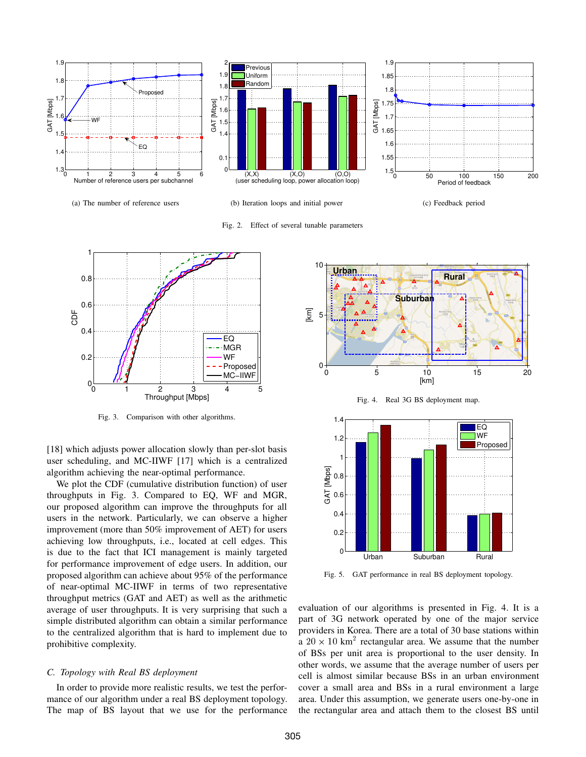(a) The number of reference users

(b) Iteration loops and initial power

(c) Feedback period

Fig. 2. Effect of several tunable parameters

Fig. 3. Comparison with other algorithms.

Fig. 4. Real 3G BS deployment map.

Fig. 5. GAT performance in real BS deployment topology.

[18] which adjusts power allocation slowly than per-slot basis user scheduling, and MC-IIWF [17] which is a centralized algorithm achieving the near-optimal performance.

We plot the CDF (cumulative distribution function) of user throughputs in Fig. 3. Compared to EQ, WF and MGR, our proposed algorithm can improve the throughputs for all users in the network. Particularly, we can observe a higher improvement (more than 50% improvement of AET) for users achieving low throughputs, i.e., located at cell edges. This is due to the fact that ICI management is mainly targeted for performance improvement of edge users. In addition, our proposed algorithm can achieve about 95% of the performance of near-optimal MC-IIWF in terms of two representative throughput metrics (GAT and AET) as well as the arithmetic average of user throughputs. It is very surprising that such a simple distributed algorithm can obtain a similar performance to the centralized algorithm that is hard to implement due to prohibitive complexity.

### *C. Topology with Real BS deployment*

In order to provide more realistic results, we test the performance of our algorithm under a real BS deployment topology. The map of BS layout that we use for the performance evaluation of our algorithms is presented in Fig. 4. It is a part of 3G network operated by one of the major service providers in Korea. There are a total of 30 base stations within a $20 \times 10$ km$^2$ rectangular area. We assume that the number of BSs per unit area is proportional to the user density. In other words, we assume that the average number of users per cell is almost similar because BSs in an urban environment cover a small area and BSs in a rural environment a large area. Under this assumption, we generate users one-by-one in the rectangular area and attach them to the closest BS until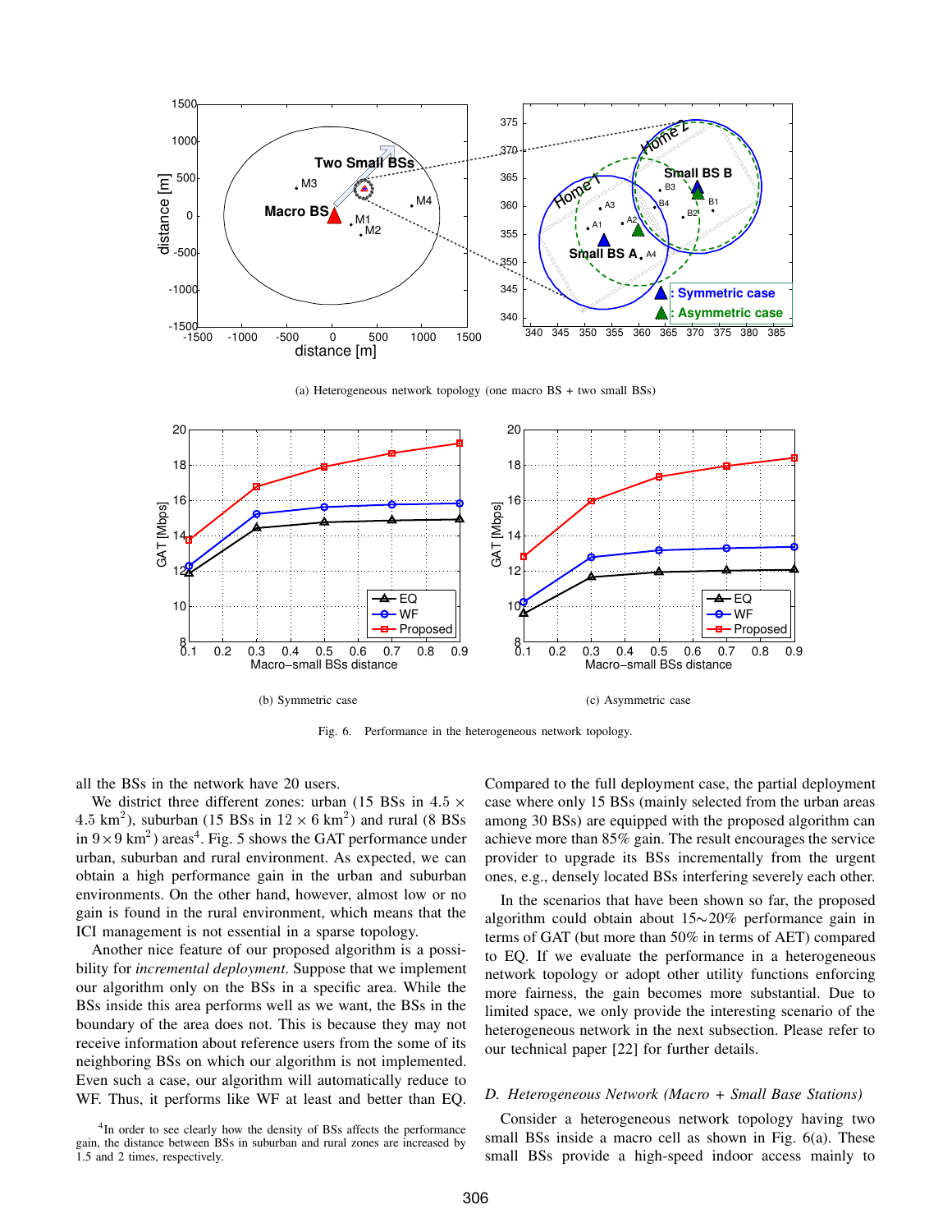(a) Heterogeneous network topology (one macro BS + two small BSs)

(b) Symmetric case

(c) Asymmetric case

Fig. 6. Performance in the heterogeneous network topology.

all the BSs in the network have 20 users.

We district three different zones: urban (15 BSs in $4.5 \times 4.5$ km$^2$), suburban (15 BSs in $12 \times 6$ km$^2$) and rural (8 BSs in $9 \times 9$ km$^2$) areas[4]. Fig. 5 shows the GAT performance under urban, suburban and rural environment. As expected, we can obtain a high performance gain in the urban and suburban environments. On the other hand, however, almost low or no gain is found in the rural environment, which means that the ICI management is not essential in a sparse topology.

Another nice feature of our proposed algorithm is a possibility for *incremental deployment*. Suppose that we implement our algorithm only on the BSs in a specific area. While the BSs inside this area performs well as we want, the BSs in the boundary of the area does not. This is because they may not receive information about reference users from the some of its neighboring BSs on which our algorithm is not implemented. Even such a case, our algorithm will automatically reduce to WF. Thus, it performs like WF at least and better than EQ. Compared to the full deployment case, the partial deployment case where only 15 BSs (mainly selected from the urban areas among 30 BSs) are equipped with the proposed algorithm can achieve more than 85% gain. The result encourages the service provider to upgrade its BSs incrementally from the urgent ones, e.g., densely located BSs interfering severely each other.

In the scenarios that have been shown so far, the proposed algorithm could obtain about 15∼20% performance gain in terms of GAT (but more than 50% in terms of AET) compared to EQ. If we evaluate the performance in a heterogeneous network topology or adopt other utility functions enforcing more fairness, the gain becomes more substantial. Due to limited space, we only provide the interesting scenario of the heterogeneous network in the next subsection. Please refer to our technical paper [22] for further details.

### *D. Heterogeneous Network (Macro + Small Base Stations)*

Consider a heterogeneous network topology having two small BSs inside a macro cell as shown in Fig. 6(a). These small BSs provide a high-speed indoor access mainly to

[4] In order to see clearly how the density of BSs affects the performance gain, the distance between BSs in suburban and rural zones are increased by 1.5 and 2 times, respectively.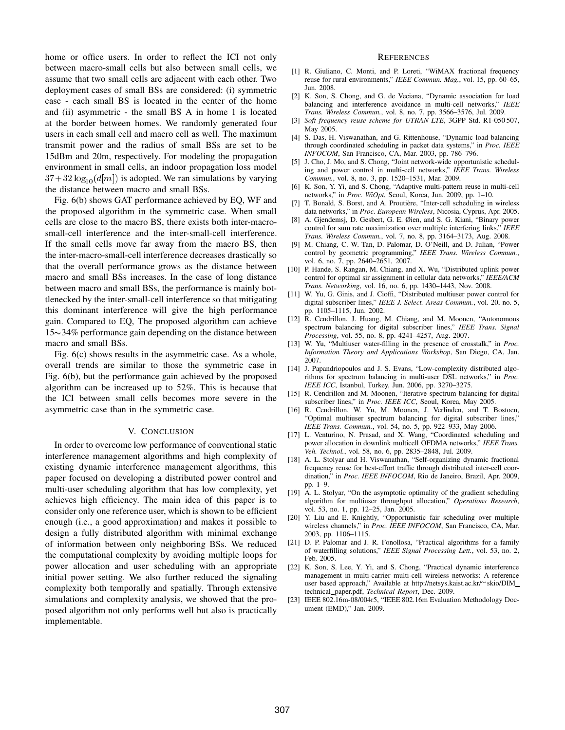home or office users. In order to reflect the ICI not only between macro-small cells but also between small cells, we assume that two small cells are adjacent with each other. Two deployment cases of small BSs are considered: (i) symmetric case - each small BS is located in the center of the home and (ii) asymmetric - the small BS A in home 1 is located at the border between homes. We randomly generated four users in each small cell and macro cell as well. The maximum transmit power and the radius of small BSs are set to be 15dBm and 20m, respectively. For modeling the propagation environment in small cells, an indoor propagation loss model $37 + 32\log_{10}(d[m])$ is adopted. We ran simulations by varying the distance between macro and small BSs.

Fig. 6(b) shows GAT performance achieved by EQ, WF and the proposed algorithm in the symmetric case. When small cells are close to the macro BS, there exists both inter-macro-small-cell interference and the inter-small-cell interference. If the small cells move far away from the macro BS, then the inter-macro-small-cell interference decreases drastically so that the overall performance grows as the distance between macro and small BSs increases. In the case of long distance between macro and small BSs, the performance is mainly bottlenecked by the inter-small-cell interference so that mitigating this dominant interference will give the high performance gain. Compared to EQ, The proposed algorithm can achieve 15∼34% performance gain depending on the distance between macro and small BSs.

Fig. 6(c) shows results in the asymmetric case. As a whole, overall trends are similar to those the symmetric case in Fig. 6(b), but the performance gain achieved by the proposed algorithm can be increased up to 52%. This is because that the ICI between small cells becomes more severe in the asymmetric case than in the symmetric case.

## V. Conclusion

In order to overcome low performance of conventional static interference management algorithms and high complexity of existing dynamic interference management algorithms, this paper focused on developing a distributed power control and multi-user scheduling algorithm that has low complexity, yet achieves high efficiency. The main idea of this paper is to consider only one reference user, which is shown to be efficient enough (i.e., a good approximation) and makes it possible to design a fully distributed algorithm with minimal exchange of information between only neighboring BSs. We reduced the computational complexity by avoiding multiple loops for power allocation and user scheduling with an appropriate initial power setting. We also further reduced the signaling complexity both temporally and spatially. Through extensive simulations and complexity analysis, we showed that the proposed algorithm not only performs well but also is practically implementable.

## References

[1] R. Giuliano, C. Monti, and P. Loreti, "WiMAX fractional frequency reuse for rural environments," *IEEE Commun. Mag.*, vol. 15, pp. 60–65, Jun. 2008.

[2] K. Son, S. Chong, and G. de Veciana, "Dynamic association for load balancing and interference avoidance in multi-cell networks," *IEEE Trans. Wireless Commun.*, vol. 8, no. 7, pp. 3566–3576, Jul. 2009.

[3] *Soft frequency reuse scheme for UTRAN LTE*, 3GPP Std. R1-050 507, May 2005.

[4] S. Das, H. Viswanathan, and G. Rittenhouse, "Dynamic load balancing through coordinated scheduling in packet data systems," in *Proc. IEEE INFOCOM*, San Francisco, CA, Mar. 2003, pp. 786–796.

[5] J. Cho, J. Mo, and S. Chong, "Joint network-wide opportunistic scheduling and power control in multi-cell networks," *IEEE Trans. Wireless Commun.*, vol. 8, no. 3, pp. 1520–1531, Mar. 2009.

[6] K. Son, Y. Yi, and S. Chong, "Adaptive multi-pattern reuse in multi-cell networks," in *Proc. WiOpt*, Seoul, Korea, Jun. 2009, pp. 1–10.

[7] T. Bonald, S. Borst, and A. Proutière, "Inter-cell scheduling in wireless data networks," in *Proc. European Wireless*, Nicosia, Cyprus, Apr. 2005.

[8] A. Gjendemsj, D. Gesbert, G. E. Øien, and S. G. Kiani, "Binary power control for sum rate maximization over multiple interfering links," *IEEE Trans. Wireless Commun.*, vol. 7, no. 8, pp. 3164–3173, Aug. 2008.

[9] M. Chiang, C. W. Tan, D. Palomar, D. O'Neill, and D. Julian, "Power control by geometric programming," *IEEE Trans. Wireless Commun.*, vol. 6, no. 7, pp. 2640–2651, 2007.

[10] P. Hande, S. Rangan, M. Chiang, and X. Wu, "Distributed uplink power control for optimal sir assignment in cellular data networks," *IEEE/ACM Trans. Networking*, vol. 16, no. 6, pp. 1430–1443, Nov. 2008.

[11] W. Yu, G. Ginis, and J. Cioffi, "Distributed multiuser power control for digital subscriber lines," *IEEE J. Select. Areas Commun.*, vol. 20, no. 5, pp. 1105–1115, Jun. 2002.

[12] R. Cendrillon, J. Huang, M. Chiang, and M. Moonen, "Autonomous spectrum balancing for digital subscriber lines," *IEEE Trans. Signal Processing*, vol. 55, no. 8, pp. 4241–4257, Aug. 2007.

[13] W. Yu, "Multiuser water-filling in the presence of crosstalk," in *Proc. Information Theory and Applications Workshop*, San Diego, CA, Jan. 2007.

[14] J. Papandriopoulos and J. S. Evans, "Low-complexity distributed algorithms for spectrum balancing in multi-user DSL networks," in *Proc. IEEE ICC*, Istanbul, Turkey, Jun. 2006, pp. 3270–3275.

[15] R. Cendrillon and M. Moonen, "Iterative spectrum balancing for digital subscriber lines," in *Proc. IEEE ICC*, Seoul, Korea, May 2005.

[16] R. Cendrillon, W. Yu, M. Moonen, J. Verlinden, and T. Bostoen, "Optimal multiuser spectrum balancing for digital subscriber lines," *IEEE Trans. Commun.*, vol. 54, no. 5, pp. 922–933, May 2006.

[17] L. Venturino, N. Prasad, and X. Wang, "Coordinated scheduling and power allocation in downlink multicell OFDMA networks," *IEEE Trans. Veh. Technol.*, vol. 58, no. 6, pp. 2835–2848, Jul. 2009.

[18] A. L. Stolyar and H. Viswanathan, "Self-organizing dynamic fractional frequency reuse for best-effort traffic through distributed inter-cell coordination," in *Proc. IEEE INFOCOM*, Rio de Janeiro, Brazil, Apr. 2009, pp. 1–9.

[19] A. L. Stolyar, "On the asymptotic optimality of the gradient scheduling algorithm for multiuser throughput allocation," *Operations Research*, vol. 53, no. 1, pp. 12–25, Jan. 2005.

[20] Y. Liu and E. Knightly, "Opportunistic fair scheduling over multiple wireless channels," in *Proc. IEEE INFOCOM*, San Francisco, CA, Mar. 2003, pp. 1106–1115.

[21] D. P. Palomar and J. R. Fonollosa, "Practical algorithms for a family of waterfilling solutions," *IEEE Signal Processing Lett.*, vol. 53, no. 2, Feb. 2005.

[22] K. Son, S. Lee, Y. Yi, and S. Chong, "Practical dynamic interference management in multi-carrier multi-cell wireless networks: A reference user based approach," Available at http://netsys.kaist.ac.kr/~skio/DIM_technical_paper.pdf, *Technical Report*, Dec. 2009.

[23] IEEE 802.16m-08/004r5, "IEEE 802.16m Evaluation Methodology Document (EMD)," Jan. 2009.